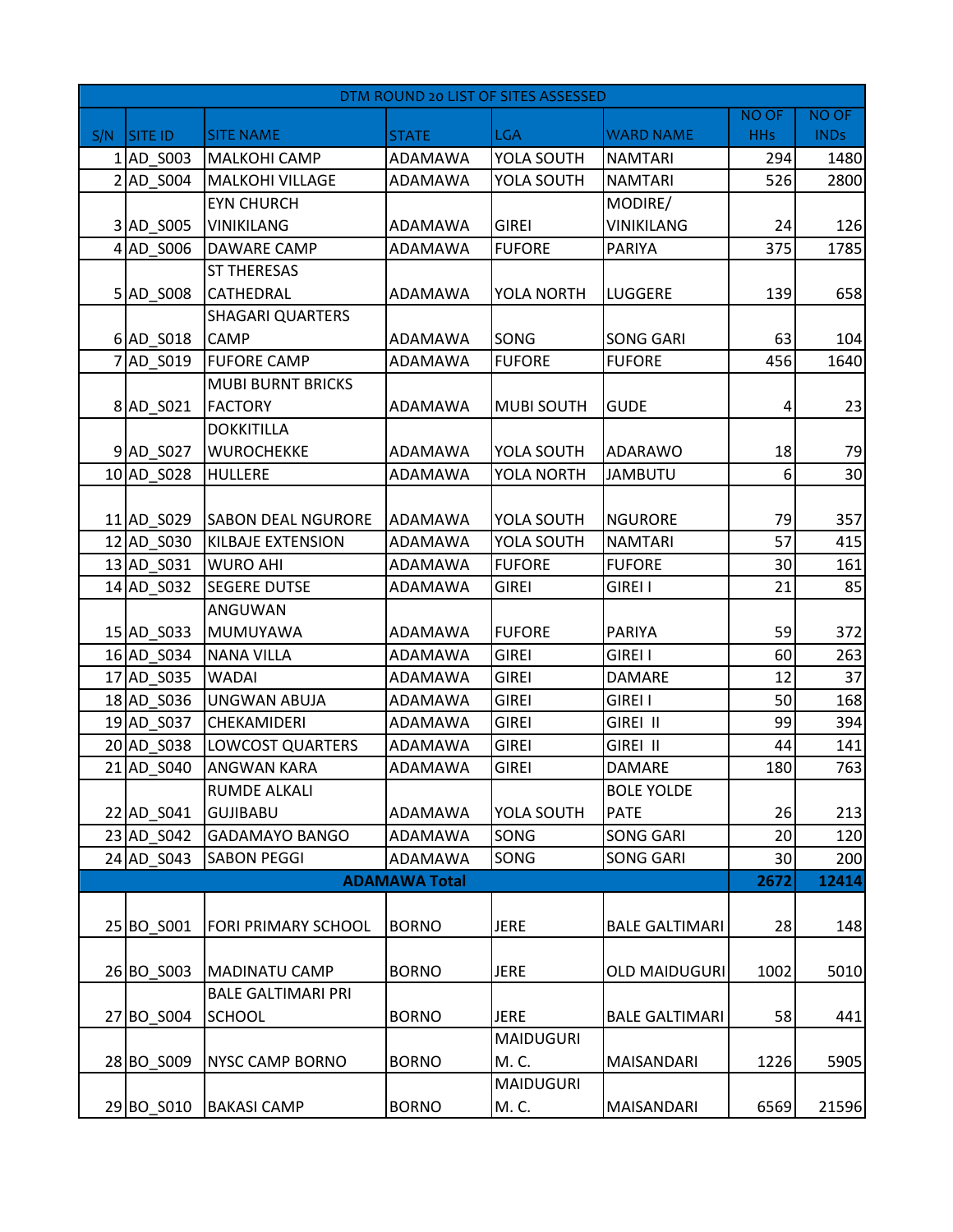| DTM ROUND 20 LIST OF SITES ASSESSED | | | | | | | |
|---|---|---|---|---|---|---|---|
| S/N | SITE ID | SITE NAME | STATE | LGA | WARD NAME | NO OF HHs | NO OF INDs |
| 1 | AD_S003 | MALKOHI CAMP | ADAMAWA | YOLA SOUTH | NAMTARI | 294 | 1480 |
| 2 | AD_S004 | MALKOHI VILLAGE | ADAMAWA | YOLA SOUTH | NAMTARI | 526 | 2800 |
| 3 | AD_S005 | EYN CHURCH VINIKILANG | ADAMAWA | GIREI | MODIRE/ VINIKILANG | 24 | 126 |
| 4 | AD_S006 | DAWARE CAMP | ADAMAWA | FUFORE | PARIYA | 375 | 1785 |
| 5 | AD_S008 | ST THERESAS CATHEDRAL | ADAMAWA | YOLA NORTH | LUGGERE | 139 | 658 |
| 6 | AD_S018 | SHAGARI QUARTERS CAMP | ADAMAWA | SONG | SONG GARI | 63 | 104 |
| 7 | AD_S019 | FUFORE CAMP | ADAMAWA | FUFORE | FUFORE | 456 | 1640 |
| 8 | AD_S021 | MUBI BURNT BRICKS FACTORY | ADAMAWA | MUBI SOUTH | GUDE | 4 | 23 |
| 9 | AD_S027 | DOKKITILLA WUROCHEKKE | ADAMAWA | YOLA SOUTH | ADARAWO | 18 | 79 |
| 10 | AD_S028 | HULLERE | ADAMAWA | YOLA NORTH | JAMBUTU | 6 | 30 |
| 11 | AD_S029 | SABON DEAL NGURORE | ADAMAWA | YOLA SOUTH | NGURORE | 79 | 357 |
| 12 | AD_S030 | KILBAJE EXTENSION | ADAMAWA | YOLA SOUTH | NAMTARI | 57 | 415 |
| 13 | AD_S031 | WURO AHI | ADAMAWA | FUFORE | FUFORE | 30 | 161 |
| 14 | AD_S032 | SEGERE DUTSE | ADAMAWA | GIREI | GIREI I | 21 | 85 |
| 15 | AD_S033 | ANGUWAN MUMUYAWA | ADAMAWA | FUFORE | PARIYA | 59 | 372 |
| 16 | AD_S034 | NANA VILLA | ADAMAWA | GIREI | GIREI I | 60 | 263 |
| 17 | AD_S035 | WADAI | ADAMAWA | GIREI | DAMARE | 12 | 37 |
| 18 | AD_S036 | UNGWAN ABUJA | ADAMAWA | GIREI | GIREI I | 50 | 168 |
| 19 | AD_S037 | CHEKAMIDERI | ADAMAWA | GIREI | GIREI II | 99 | 394 |
| 20 | AD_S038 | LOWCOST QUARTERS | ADAMAWA | GIREI | GIREI II | 44 | 141 |
| 21 | AD_S040 | ANGWAN KARA | ADAMAWA | GIREI | DAMARE | 180 | 763 |
| 22 | AD_S041 | RUMDE ALKALI GUJIBABU | ADAMAWA | YOLA SOUTH | BOLE YOLDE PATE | 26 | 213 |
| 23 | AD_S042 | GADAMAYO BANGO | ADAMAWA | SONG | SONG GARI | 20 | 120 |
| 24 | AD_S043 | SABON PEGGI | ADAMAWA | SONG | SONG GARI | 30 | 200 |
| **ADAMAWA Total** | | | | | | **2672** | **12414** |
| 25 | BO_S001 | FORI PRIMARY SCHOOL | BORNO | JERE | BALE GALTIMARI | 28 | 148 |
| 26 | BO_S003 | MADINATU CAMP | BORNO | JERE | OLD MAIDUGURI | 1002 | 5010 |
| 27 | BO_S004 | BALE GALTIMARI PRI SCHOOL | BORNO | JERE | BALE GALTIMARI | 58 | 441 |
| 28 | BO_S009 | NYSC CAMP BORNO | BORNO | MAIDUGURI M. C. | MAISANDARI | 1226 | 5905 |
| 29 | BO_S010 | BAKASI CAMP | BORNO | MAIDUGURI M. C. | MAISANDARI | 6569 | 21596 |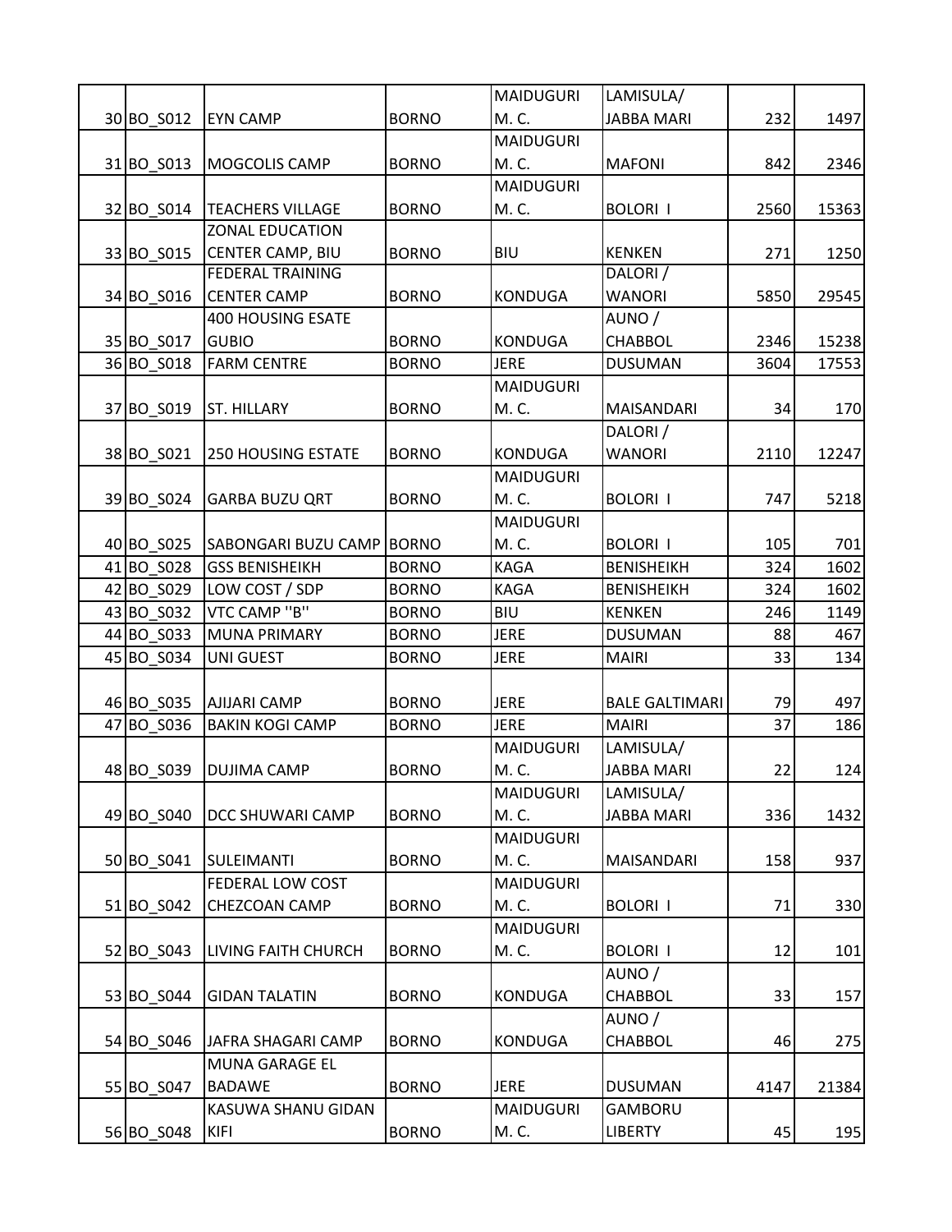| | | | | | | | |
|---|---|---|---|---|---|---|---|
| 30 | BO_S012 | EYN CAMP | BORNO | MAIDUGURI M. C. | LAMISULA/ JABBA MARI | 232 | 1497 |
| 31 | BO_S013 | MOGCOLIS CAMP | BORNO | MAIDUGURI M. C. | MAFONI | 842 | 2346 |
| 32 | BO_S014 | TEACHERS VILLAGE | BORNO | MAIDUGURI M. C. | BOLORI I | 2560 | 15363 |
| 33 | BO_S015 | ZONAL EDUCATION CENTER CAMP, BIU | BORNO | BIU | KENKEN | 271 | 1250 |
| 34 | BO_S016 | FEDERAL TRAINING CENTER CAMP | BORNO | KONDUGA | DALORI / WANORI | 5850 | 29545 |
| 35 | BO_S017 | 400 HOUSING ESATE GUBIO | BORNO | KONDUGA | AUNO / CHABBOL | 2346 | 15238 |
| 36 | BO_S018 | FARM CENTRE | BORNO | JERE | DUSUMAN | 3604 | 17553 |
| 37 | BO_S019 | ST. HILLARY | BORNO | MAIDUGURI M. C. | MAISANDARI | 34 | 170 |
| 38 | BO_S021 | 250 HOUSING ESTATE | BORNO | KONDUGA | DALORI / WANORI | 2110 | 12247 |
| 39 | BO_S024 | GARBA BUZU QRT | BORNO | MAIDUGURI M. C. | BOLORI I | 747 | 5218 |
| 40 | BO_S025 | SABONGARI BUZU CAMP | BORNO | MAIDUGURI M. C. | BOLORI I | 105 | 701 |
| 41 | BO_S028 | GSS BENISHEIKH | BORNO | KAGA | BENISHEIKH | 324 | 1602 |
| 42 | BO_S029 | LOW COST / SDP | BORNO | KAGA | BENISHEIKH | 324 | 1602 |
| 43 | BO_S032 | VTC CAMP ''B'' | BORNO | BIU | KENKEN | 246 | 1149 |
| 44 | BO_S033 | MUNA PRIMARY | BORNO | JERE | DUSUMAN | 88 | 467 |
| 45 | BO_S034 | UNI GUEST | BORNO | JERE | MAIRI | 33 | 134 |
| 46 | BO_S035 | AJIJARI CAMP | BORNO | JERE | BALE GALTIMARI | 79 | 497 |
| 47 | BO_S036 | BAKIN KOGI CAMP | BORNO | JERE | MAIRI | 37 | 186 |
| 48 | BO_S039 | DUJIMA CAMP | BORNO | MAIDUGURI M. C. | LAMISULA/ JABBA MARI | 22 | 124 |
| 49 | BO_S040 | DCC SHUWARI CAMP | BORNO | MAIDUGURI M. C. | LAMISULA/ JABBA MARI | 336 | 1432 |
| 50 | BO_S041 | SULEIMANTI | BORNO | MAIDUGURI M. C. | MAISANDARI | 158 | 937 |
| 51 | BO_S042 | FEDERAL LOW COST CHEZCOAN CAMP | BORNO | MAIDUGURI M. C. | BOLORI I | 71 | 330 |
| 52 | BO_S043 | LIVING FAITH CHURCH | BORNO | MAIDUGURI M. C. | BOLORI I | 12 | 101 |
| 53 | BO_S044 | GIDAN TALATIN | BORNO | KONDUGA | AUNO / CHABBOL | 33 | 157 |
| 54 | BO_S046 | JAFRA SHAGARI CAMP | BORNO | KONDUGA | AUNO / CHABBOL | 46 | 275 |
| 55 | BO_S047 | MUNA GARAGE EL BADAWE | BORNO | JERE | DUSUMAN | 4147 | 21384 |
| 56 | BO_S048 | KASUWA SHANU GIDAN KIFI | BORNO | MAIDUGURI M. C. | GAMBORU LIBERTY | 45 | 195 |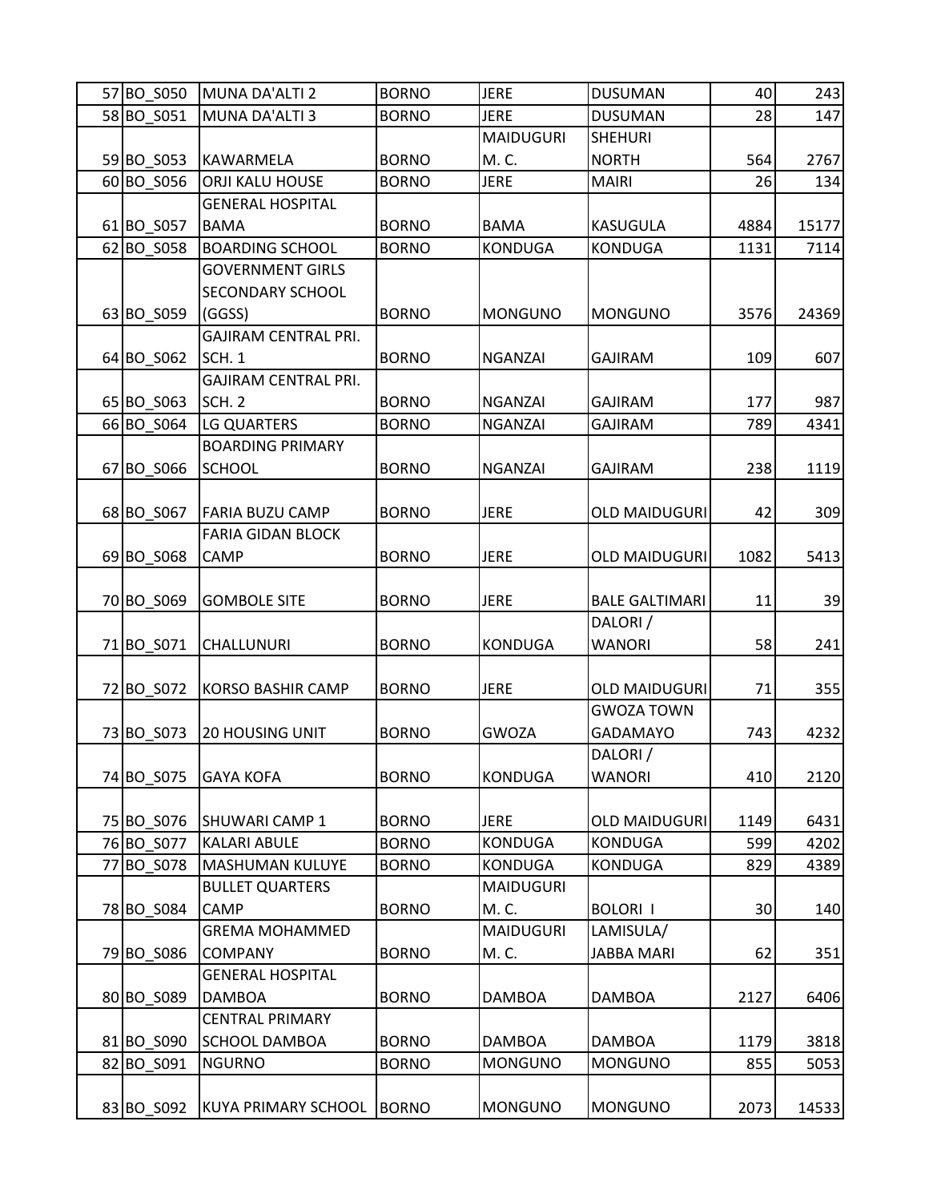| | | | | | | | |
|---|---|---|---|---|---|---|---|
| 57 | BO_S050 | MUNA DA'ALTI 2 | BORNO | JERE | DUSUMAN | 40 | 243 |
| 58 | BO_S051 | MUNA DA'ALTI 3 | BORNO | JERE | DUSUMAN | 28 | 147 |
| 59 | BO_S053 | KAWARMELA | BORNO | MAIDUGURI M. C. | SHEHURI NORTH | 564 | 2767 |
| 60 | BO_S056 | ORJI KALU HOUSE | BORNO | JERE | MAIRI | 26 | 134 |
| 61 | BO_S057 | GENERAL HOSPITAL BAMA | BORNO | BAMA | KASUGULA | 4884 | 15177 |
| 62 | BO_S058 | BOARDING SCHOOL | BORNO | KONDUGA | KONDUGA | 1131 | 7114 |
| 63 | BO_S059 | GOVERNMENT GIRLS SECONDARY SCHOOL (GGSS) | BORNO | MONGUNO | MONGUNO | 3576 | 24369 |
| 64 | BO_S062 | GAJIRAM CENTRAL PRI. SCH. 1 | BORNO | NGANZAI | GAJIRAM | 109 | 607 |
| 65 | BO_S063 | GAJIRAM CENTRAL PRI. SCH. 2 | BORNO | NGANZAI | GAJIRAM | 177 | 987 |
| 66 | BO_S064 | LG QUARTERS | BORNO | NGANZAI | GAJIRAM | 789 | 4341 |
| 67 | BO_S066 | BOARDING PRIMARY SCHOOL | BORNO | NGANZAI | GAJIRAM | 238 | 1119 |
| 68 | BO_S067 | FARIA BUZU CAMP | BORNO | JERE | OLD MAIDUGURI | 42 | 309 |
| 69 | BO_S068 | FARIA GIDAN BLOCK CAMP | BORNO | JERE | OLD MAIDUGURI | 1082 | 5413 |
| 70 | BO_S069 | GOMBOLE SITE | BORNO | JERE | BALE GALTIMARI | 11 | 39 |
| 71 | BO_S071 | CHALLUNURI | BORNO | KONDUGA | DALORI / WANORI | 58 | 241 |
| 72 | BO_S072 | KORSO BASHIR CAMP | BORNO | JERE | OLD MAIDUGURI | 71 | 355 |
| 73 | BO_S073 | 20 HOUSING UNIT | BORNO | GWOZA | GWOZA TOWN GADAMAYO | 743 | 4232 |
| 74 | BO_S075 | GAYA KOFA | BORNO | KONDUGA | DALORI / WANORI | 410 | 2120 |
| 75 | BO_S076 | SHUWARI CAMP 1 | BORNO | JERE | OLD MAIDUGURI | 1149 | 6431 |
| 76 | BO_S077 | KALARI ABULE | BORNO | KONDUGA | KONDUGA | 599 | 4202 |
| 77 | BO_S078 | MASHUMAN KULUYE | BORNO | KONDUGA | KONDUGA | 829 | 4389 |
| 78 | BO_S084 | BULLET QUARTERS CAMP | BORNO | MAIDUGURI M. C. | BOLORI I | 30 | 140 |
| 79 | BO_S086 | GREMA MOHAMMED COMPANY | BORNO | MAIDUGURI M. C. | LAMISULA/ JABBA MARI | 62 | 351 |
| 80 | BO_S089 | GENERAL HOSPITAL DAMBOA | BORNO | DAMBOA | DAMBOA | 2127 | 6406 |
| 81 | BO_S090 | CENTRAL PRIMARY SCHOOL DAMBOA | BORNO | DAMBOA | DAMBOA | 1179 | 3818 |
| 82 | BO_S091 | NGURNO | BORNO | MONGUNO | MONGUNO | 855 | 5053 |
| 83 | BO_S092 | KUYA PRIMARY SCHOOL | BORNO | MONGUNO | MONGUNO | 2073 | 14533 |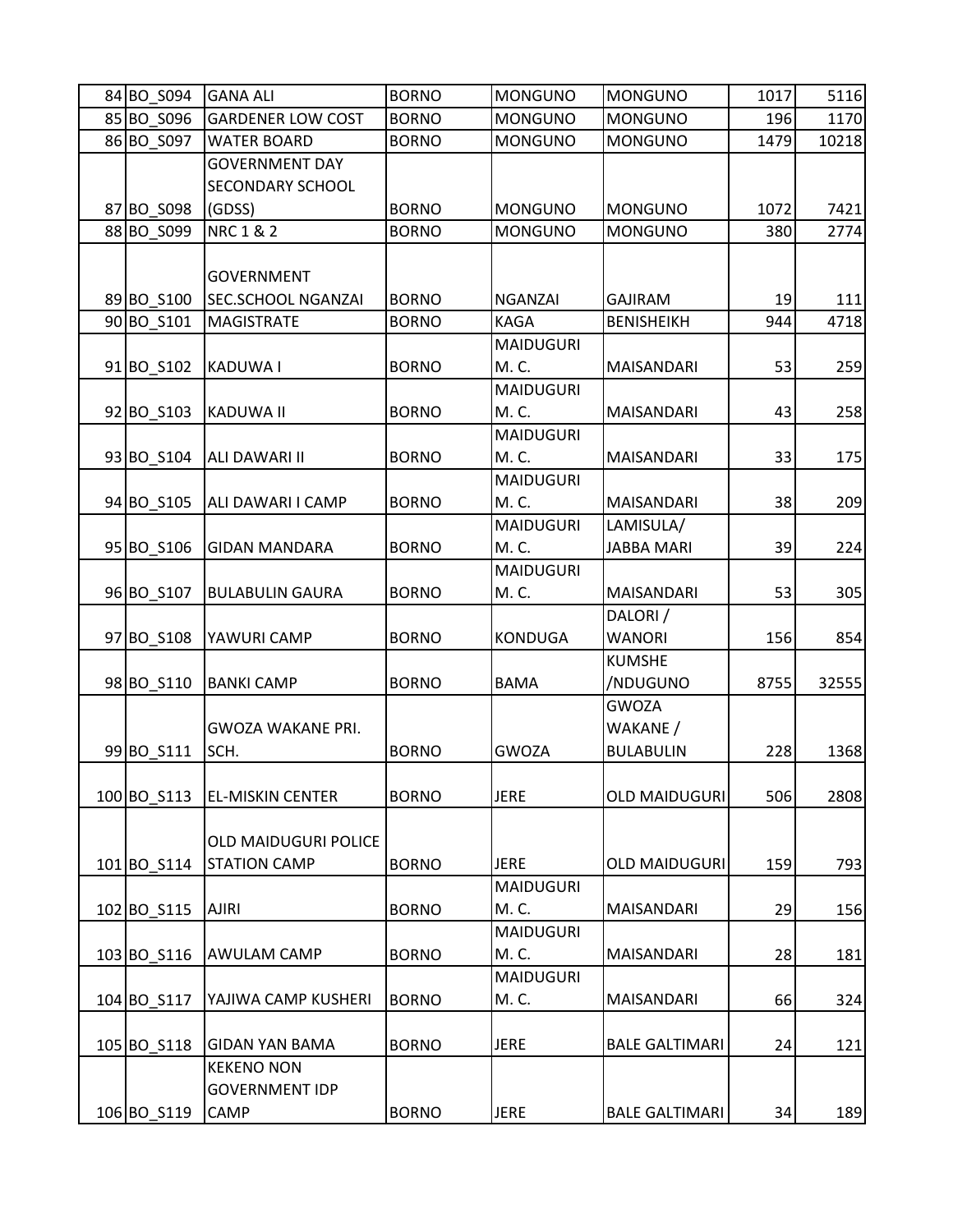| | | | | | | | |
|---|---|---|---|---|---|---|---|
| 84 | BO_S094 | GANA ALI | BORNO | MONGUNO | MONGUNO | 1017 | 5116 |
| 85 | BO_S096 | GARDENER LOW COST | BORNO | MONGUNO | MONGUNO | 196 | 1170 |
| 86 | BO_S097 | WATER BOARD | BORNO | MONGUNO | MONGUNO | 1479 | 10218 |
| 87 | BO_S098 | GOVERNMENT DAY SECONDARY SCHOOL (GDSS) | BORNO | MONGUNO | MONGUNO | 1072 | 7421 |
| 88 | BO_S099 | NRC 1 & 2 | BORNO | MONGUNO | MONGUNO | 380 | 2774 |
| 89 | BO_S100 | GOVERNMENT SEC.SCHOOL NGANZAI | BORNO | NGANZAI | GAJIRAM | 19 | 111 |
| 90 | BO_S101 | MAGISTRATE | BORNO | KAGA | BENISHEIKH | 944 | 4718 |
| 91 | BO_S102 | KADUWA I | BORNO | MAIDUGURI M. C. | MAISANDARI | 53 | 259 |
| 92 | BO_S103 | KADUWA II | BORNO | MAIDUGURI M. C. | MAISANDARI | 43 | 258 |
| 93 | BO_S104 | ALI DAWARI II | BORNO | MAIDUGURI M. C. | MAISANDARI | 33 | 175 |
| 94 | BO_S105 | ALI DAWARI I CAMP | BORNO | MAIDUGURI M. C. | MAISANDARI | 38 | 209 |
| 95 | BO_S106 | GIDAN MANDARA | BORNO | MAIDUGURI M. C. | LAMISULA/ JABBA MARI | 39 | 224 |
| 96 | BO_S107 | BULABULIN GAURA | BORNO | MAIDUGURI M. C. | MAISANDARI | 53 | 305 |
| 97 | BO_S108 | YAWURI CAMP | BORNO | KONDUGA | DALORI / WANORI | 156 | 854 |
| 98 | BO_S110 | BANKI CAMP | BORNO | BAMA | KUMSHE /NDUGUNO | 8755 | 32555 |
| 99 | BO_S111 | GWOZA WAKANE PRI. SCH. | BORNO | GWOZA | GWOZA WAKANE / BULABULIN | 228 | 1368 |
| 100 | BO_S113 | EL-MISKIN CENTER | BORNO | JERE | OLD MAIDUGURI | 506 | 2808 |
| 101 | BO_S114 | OLD MAIDUGURI POLICE STATION CAMP | BORNO | JERE | OLD MAIDUGURI | 159 | 793 |
| 102 | BO_S115 | AJIRI | BORNO | MAIDUGURI M. C. | MAISANDARI | 29 | 156 |
| 103 | BO_S116 | AWULAM CAMP | BORNO | MAIDUGURI M. C. | MAISANDARI | 28 | 181 |
| 104 | BO_S117 | YAJIWA CAMP KUSHERI | BORNO | MAIDUGURI M. C. | MAISANDARI | 66 | 324 |
| 105 | BO_S118 | GIDAN YAN BAMA | BORNO | JERE | BALE GALTIMARI | 24 | 121 |
| 106 | BO_S119 | KEKENO NON GOVERNMENT IDP CAMP | BORNO | JERE | BALE GALTIMARI | 34 | 189 |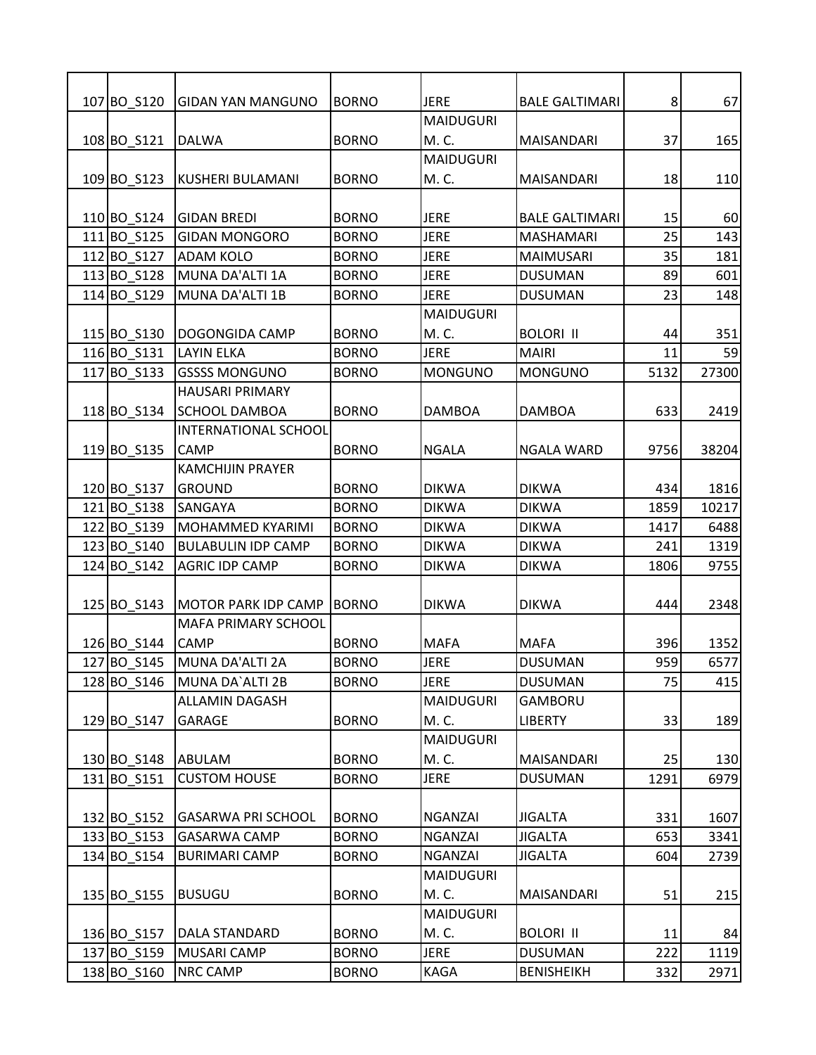| | | | | | | | |
|---|---|---|---|---|---|---|---|
| 107 | BO_S120 | GIDAN YAN MANGUNO | BORNO | JERE | BALE GALTIMARI | 8 | 67 |
| 108 | BO_S121 | DALWA | BORNO | MAIDUGURI M. C. | MAISANDARI | 37 | 165 |
| 109 | BO_S123 | KUSHERI BULAMANI | BORNO | MAIDUGURI M. C. | MAISANDARI | 18 | 110 |
| 110 | BO_S124 | GIDAN BREDI | BORNO | JERE | BALE GALTIMARI | 15 | 60 |
| 111 | BO_S125 | GIDAN MONGORO | BORNO | JERE | MASHAMARI | 25 | 143 |
| 112 | BO_S127 | ADAM KOLO | BORNO | JERE | MAIMUSARI | 35 | 181 |
| 113 | BO_S128 | MUNA DA'ALTI 1A | BORNO | JERE | DUSUMAN | 89 | 601 |
| 114 | BO_S129 | MUNA DA'ALTI 1B | BORNO | JERE | DUSUMAN | 23 | 148 |
| 115 | BO_S130 | DOGONGIDA CAMP | BORNO | MAIDUGURI M. C. | BOLORI II | 44 | 351 |
| 116 | BO_S131 | LAYIN ELKA | BORNO | JERE | MAIRI | 11 | 59 |
| 117 | BO_S133 | GSSSS MONGUNO | BORNO | MONGUNO | MONGUNO | 5132 | 27300 |
| 118 | BO_S134 | HAUSARI PRIMARY SCHOOL DAMBOA | BORNO | DAMBOA | DAMBOA | 633 | 2419 |
| 119 | BO_S135 | INTERNATIONAL SCHOOL CAMP | BORNO | NGALA | NGALA WARD | 9756 | 38204 |
| 120 | BO_S137 | KAMCHIJIN PRAYER GROUND | BORNO | DIKWA | DIKWA | 434 | 1816 |
| 121 | BO_S138 | SANGAYA | BORNO | DIKWA | DIKWA | 1859 | 10217 |
| 122 | BO_S139 | MOHAMMED KYARIMI | BORNO | DIKWA | DIKWA | 1417 | 6488 |
| 123 | BO_S140 | BULABULIN IDP CAMP | BORNO | DIKWA | DIKWA | 241 | 1319 |
| 124 | BO_S142 | AGRIC IDP CAMP | BORNO | DIKWA | DIKWA | 1806 | 9755 |
| 125 | BO_S143 | MOTOR PARK IDP CAMP | BORNO | DIKWA | DIKWA | 444 | 2348 |
| 126 | BO_S144 | MAFA PRIMARY SCHOOL CAMP | BORNO | MAFA | MAFA | 396 | 1352 |
| 127 | BO_S145 | MUNA DA'ALTI 2A | BORNO | JERE | DUSUMAN | 959 | 6577 |
| 128 | BO_S146 | MUNA DA`ALTI 2B | BORNO | JERE | DUSUMAN | 75 | 415 |
| 129 | BO_S147 | ALLAMIN DAGASH GARAGE | BORNO | MAIDUGURI M. C. | GAMBORU LIBERTY | 33 | 189 |
| 130 | BO_S148 | ABULAM | BORNO | MAIDUGURI M. C. | MAISANDARI | 25 | 130 |
| 131 | BO_S151 | CUSTOM HOUSE | BORNO | JERE | DUSUMAN | 1291 | 6979 |
| 132 | BO_S152 | GASARWA PRI SCHOOL | BORNO | NGANZAI | JIGALTA | 331 | 1607 |
| 133 | BO_S153 | GASARWA CAMP | BORNO | NGANZAI | JIGALTA | 653 | 3341 |
| 134 | BO_S154 | BURIMARI CAMP | BORNO | NGANZAI | JIGALTA | 604 | 2739 |
| 135 | BO_S155 | BUSUGU | BORNO | MAIDUGURI M. C. | MAISANDARI | 51 | 215 |
| 136 | BO_S157 | DALA STANDARD | BORNO | MAIDUGURI M. C. | BOLORI II | 11 | 84 |
| 137 | BO_S159 | MUSARI CAMP | BORNO | JERE | DUSUMAN | 222 | 1119 |
| 138 | BO_S160 | NRC CAMP | BORNO | KAGA | BENISHEIKH | 332 | 2971 |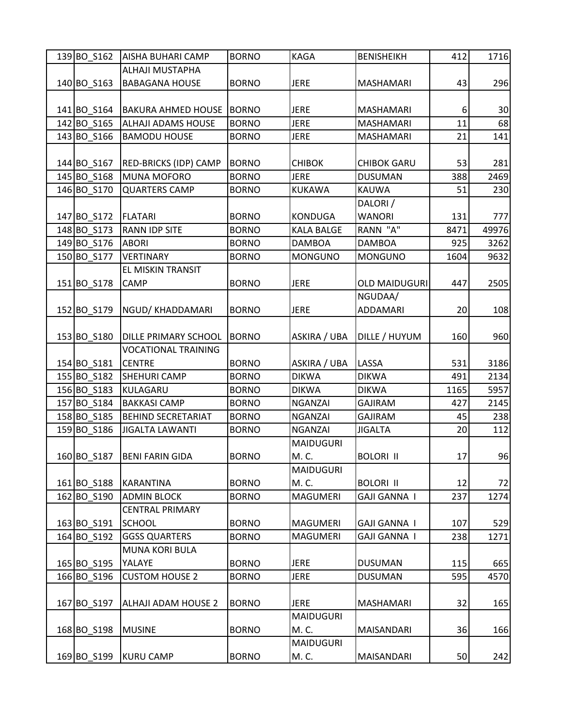| | | | | | | | |
|---|---|---|---|---|---|---|---|
| 139 | BO_S162 | AISHA BUHARI CAMP | BORNO | KAGA | BENISHEIKH | 412 | 1716 |
| 140 | BO_S163 | ALHAJI MUSTAPHA BABAGANA HOUSE | BORNO | JERE | MASHAMARI | 43 | 296 |
| 141 | BO_S164 | BAKURA AHMED HOUSE | BORNO | JERE | MASHAMARI | 6 | 30 |
| 142 | BO_S165 | ALHAJI ADAMS HOUSE | BORNO | JERE | MASHAMARI | 11 | 68 |
| 143 | BO_S166 | BAMODU HOUSE | BORNO | JERE | MASHAMARI | 21 | 141 |
| 144 | BO_S167 | RED-BRICKS (IDP) CAMP | BORNO | CHIBOK | CHIBOK GARU | 53 | 281 |
| 145 | BO_S168 | MUNA MOFORO | BORNO | JERE | DUSUMAN | 388 | 2469 |
| 146 | BO_S170 | QUARTERS CAMP | BORNO | KUKAWA | KAUWA | 51 | 230 |
| 147 | BO_S172 | FLATARI | BORNO | KONDUGA | DALORI / WANORI | 131 | 777 |
| 148 | BO_S173 | RANN IDP SITE | BORNO | KALA BALGE | RANN "A" | 8471 | 49976 |
| 149 | BO_S176 | ABORI | BORNO | DAMBOA | DAMBOA | 925 | 3262 |
| 150 | BO_S177 | VERTINARY | BORNO | MONGUNO | MONGUNO | 1604 | 9632 |
| 151 | BO_S178 | EL MISKIN TRANSIT CAMP | BORNO | JERE | OLD MAIDUGURI | 447 | 2505 |
| 152 | BO_S179 | NGUD/ KHADDAMARI | BORNO | JERE | NGUDAA/ ADDAMARI | 20 | 108 |
| 153 | BO_S180 | DILLE PRIMARY SCHOOL | BORNO | ASKIRA / UBA | DILLE / HUYUM | 160 | 960 |
| 154 | BO_S181 | VOCATIONAL TRAINING CENTRE | BORNO | ASKIRA / UBA | LASSA | 531 | 3186 |
| 155 | BO_S182 | SHEHURI CAMP | BORNO | DIKWA | DIKWA | 491 | 2134 |
| 156 | BO_S183 | KULAGARU | BORNO | DIKWA | DIKWA | 1165 | 5957 |
| 157 | BO_S184 | BAKKASI CAMP | BORNO | NGANZAI | GAJIRAM | 427 | 2145 |
| 158 | BO_S185 | BEHIND SECRETARIAT | BORNO | NGANZAI | GAJIRAM | 45 | 238 |
| 159 | BO_S186 | JIGALTA LAWANTI | BORNO | NGANZAI | JIGALTA | 20 | 112 |
| 160 | BO_S187 | BENI FARIN GIDA | BORNO | MAIDUGURI M. C. | BOLORI II | 17 | 96 |
| 161 | BO_S188 | KARANTINA | BORNO | MAIDUGURI M. C. | BOLORI II | 12 | 72 |
| 162 | BO_S190 | ADMIN BLOCK | BORNO | MAGUMERI | GAJI GANNA I | 237 | 1274 |
| 163 | BO_S191 | CENTRAL PRIMARY SCHOOL | BORNO | MAGUMERI | GAJI GANNA I | 107 | 529 |
| 164 | BO_S192 | GGSS QUARTERS | BORNO | MAGUMERI | GAJI GANNA I | 238 | 1271 |
| 165 | BO_S195 | MUNA KORI BULA YALAYE | BORNO | JERE | DUSUMAN | 115 | 665 |
| 166 | BO_S196 | CUSTOM HOUSE 2 | BORNO | JERE | DUSUMAN | 595 | 4570 |
| 167 | BO_S197 | ALHAJI ADAM HOUSE 2 | BORNO | JERE | MASHAMARI | 32 | 165 |
| 168 | BO_S198 | MUSINE | BORNO | MAIDUGURI M. C. | MAISANDARI | 36 | 166 |
| 169 | BO_S199 | KURU CAMP | BORNO | MAIDUGURI M. C. | MAISANDARI | 50 | 242 |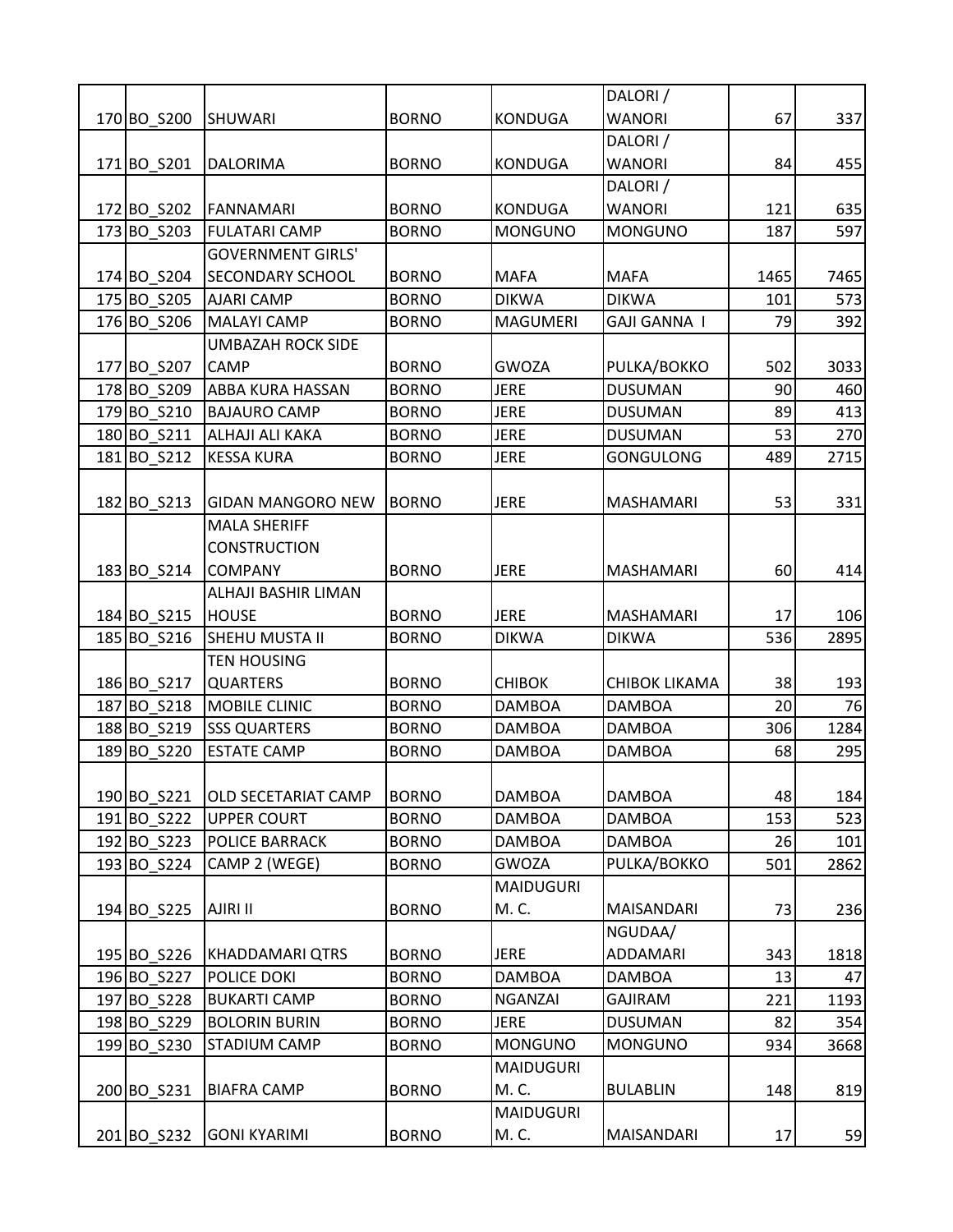| | | | | | | | |
|---|---|---|---|---|---|---|---|
| 170 | BO_S200 | SHUWARI | BORNO | KONDUGA | DALORI / WANORI | 67 | 337 |
| 171 | BO_S201 | DALORIMA | BORNO | KONDUGA | DALORI / WANORI | 84 | 455 |
| 172 | BO_S202 | FANNAMARI | BORNO | KONDUGA | DALORI / WANORI | 121 | 635 |
| 173 | BO_S203 | FULATARI CAMP | BORNO | MONGUNO | MONGUNO | 187 | 597 |
| 174 | BO_S204 | GOVERNMENT GIRLS' SECONDARY SCHOOL | BORNO | MAFA | MAFA | 1465 | 7465 |
| 175 | BO_S205 | AJARI CAMP | BORNO | DIKWA | DIKWA | 101 | 573 |
| 176 | BO_S206 | MALAYI CAMP | BORNO | MAGUMERI | GAJI GANNA I | 79 | 392 |
| 177 | BO_S207 | UMBAZAH ROCK SIDE CAMP | BORNO | GWOZA | PULKA/BOKKO | 502 | 3033 |
| 178 | BO_S209 | ABBA KURA HASSAN | BORNO | JERE | DUSUMAN | 90 | 460 |
| 179 | BO_S210 | BAJAURO CAMP | BORNO | JERE | DUSUMAN | 89 | 413 |
| 180 | BO_S211 | ALHAJI ALI KAKA | BORNO | JERE | DUSUMAN | 53 | 270 |
| 181 | BO_S212 | KESSA KURA | BORNO | JERE | GONGULONG | 489 | 2715 |
| 182 | BO_S213 | GIDAN MANGORO NEW | BORNO | JERE | MASHAMARI | 53 | 331 |
| 183 | BO_S214 | MALA SHERIFF CONSTRUCTION COMPANY | BORNO | JERE | MASHAMARI | 60 | 414 |
| 184 | BO_S215 | ALHAJI BASHIR LIMAN HOUSE | BORNO | JERE | MASHAMARI | 17 | 106 |
| 185 | BO_S216 | SHEHU MUSTA II | BORNO | DIKWA | DIKWA | 536 | 2895 |
| 186 | BO_S217 | TEN HOUSING QUARTERS | BORNO | CHIBOK | CHIBOK LIKAMA | 38 | 193 |
| 187 | BO_S218 | MOBILE CLINIC | BORNO | DAMBOA | DAMBOA | 20 | 76 |
| 188 | BO_S219 | SSS QUARTERS | BORNO | DAMBOA | DAMBOA | 306 | 1284 |
| 189 | BO_S220 | ESTATE CAMP | BORNO | DAMBOA | DAMBOA | 68 | 295 |
| 190 | BO_S221 | OLD SECETARIAT CAMP | BORNO | DAMBOA | DAMBOA | 48 | 184 |
| 191 | BO_S222 | UPPER COURT | BORNO | DAMBOA | DAMBOA | 153 | 523 |
| 192 | BO_S223 | POLICE BARRACK | BORNO | DAMBOA | DAMBOA | 26 | 101 |
| 193 | BO_S224 | CAMP 2 (WEGE) | BORNO | GWOZA | PULKA/BOKKO | 501 | 2862 |
| 194 | BO_S225 | AJIRI II | BORNO | MAIDUGURI M. C. | MAISANDARI | 73 | 236 |
| 195 | BO_S226 | KHADDAMARI QTRS | BORNO | JERE | NGUDAA/ ADDAMARI | 343 | 1818 |
| 196 | BO_S227 | POLICE DOKI | BORNO | DAMBOA | DAMBOA | 13 | 47 |
| 197 | BO_S228 | BUKARTI CAMP | BORNO | NGANZAI | GAJIRAM | 221 | 1193 |
| 198 | BO_S229 | BOLORIN BURIN | BORNO | JERE | DUSUMAN | 82 | 354 |
| 199 | BO_S230 | STADIUM CAMP | BORNO | MONGUNO | MONGUNO | 934 | 3668 |
| 200 | BO_S231 | BIAFRA CAMP | BORNO | MAIDUGURI M. C. | BULABLIN | 148 | 819 |
| 201 | BO_S232 | GONI KYARIMI | BORNO | MAIDUGURI M. C. | MAISANDARI | 17 | 59 |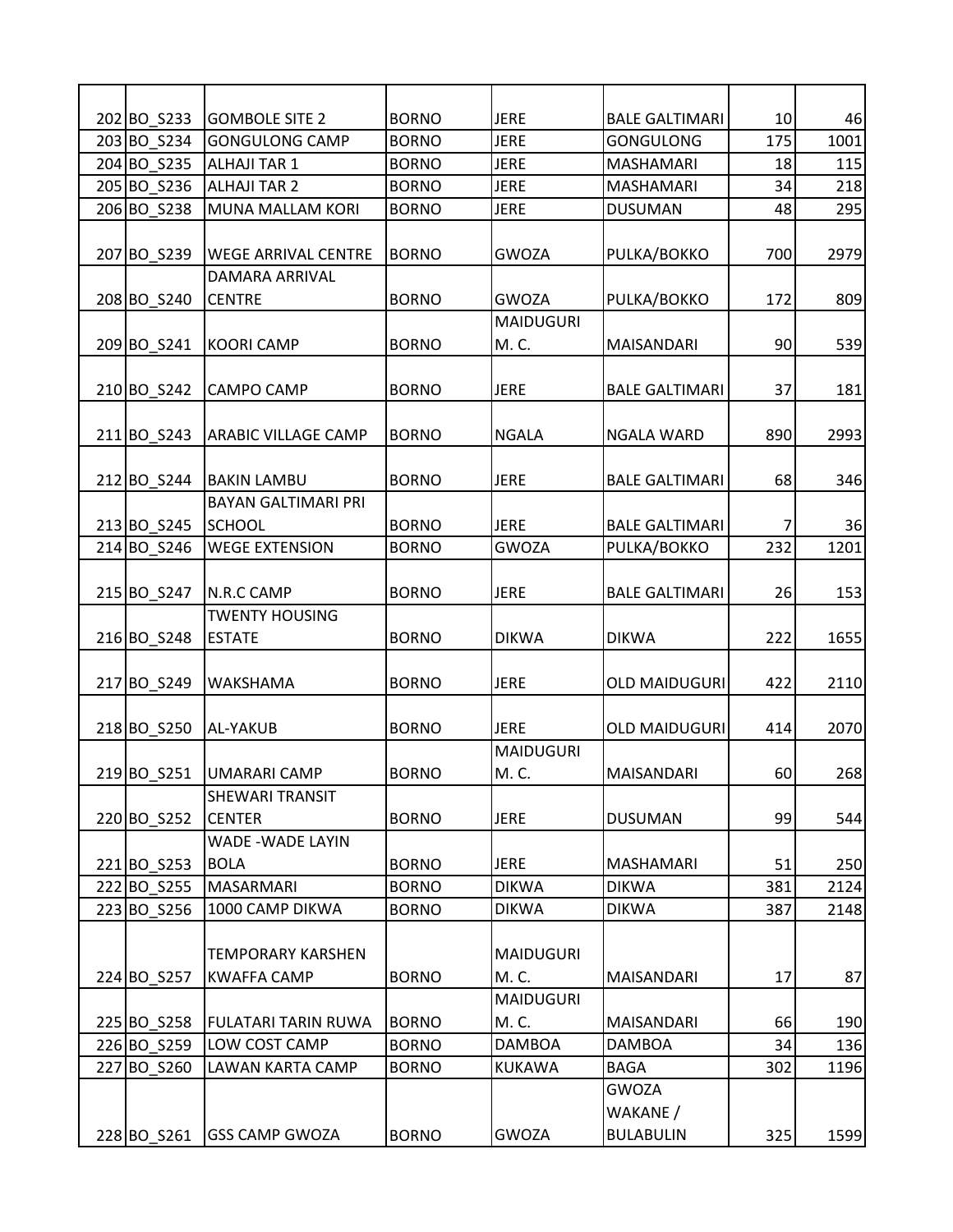| | | | | | | | |
|---|---|---|---|---|---|---|---|
| 202 | BO_S233 | GOMBOLE SITE 2 | BORNO | JERE | BALE GALTIMARI | 10 | 46 |
| 203 | BO_S234 | GONGULONG CAMP | BORNO | JERE | GONGULONG | 175 | 1001 |
| 204 | BO_S235 | ALHAJI TAR 1 | BORNO | JERE | MASHAMARI | 18 | 115 |
| 205 | BO_S236 | ALHAJI TAR 2 | BORNO | JERE | MASHAMARI | 34 | 218 |
| 206 | BO_S238 | MUNA MALLAM KORI | BORNO | JERE | DUSUMAN | 48 | 295 |
| 207 | BO_S239 | WEGE ARRIVAL CENTRE | BORNO | GWOZA | PULKA/BOKKO | 700 | 2979 |
| 208 | BO_S240 | DAMARA ARRIVAL CENTRE | BORNO | GWOZA | PULKA/BOKKO | 172 | 809 |
| 209 | BO_S241 | KOORI CAMP | BORNO | MAIDUGURI M. C. | MAISANDARI | 90 | 539 |
| 210 | BO_S242 | CAMPO CAMP | BORNO | JERE | BALE GALTIMARI | 37 | 181 |
| 211 | BO_S243 | ARABIC VILLAGE CAMP | BORNO | NGALA | NGALA WARD | 890 | 2993 |
| 212 | BO_S244 | BAKIN LAMBU | BORNO | JERE | BALE GALTIMARI | 68 | 346 |
| 213 | BO_S245 | BAYAN GALTIMARI PRI SCHOOL | BORNO | JERE | BALE GALTIMARI | 7 | 36 |
| 214 | BO_S246 | WEGE EXTENSION | BORNO | GWOZA | PULKA/BOKKO | 232 | 1201 |
| 215 | BO_S247 | N.R.C CAMP | BORNO | JERE | BALE GALTIMARI | 26 | 153 |
| 216 | BO_S248 | TWENTY HOUSING ESTATE | BORNO | DIKWA | DIKWA | 222 | 1655 |
| 217 | BO_S249 | WAKSHAMA | BORNO | JERE | OLD MAIDUGURI | 422 | 2110 |
| 218 | BO_S250 | AL-YAKUB | BORNO | JERE | OLD MAIDUGURI | 414 | 2070 |
| 219 | BO_S251 | UMARARI CAMP | BORNO | MAIDUGURI M. C. | MAISANDARI | 60 | 268 |
| 220 | BO_S252 | SHEWARI TRANSIT CENTER | BORNO | JERE | DUSUMAN | 99 | 544 |
| 221 | BO_S253 | WADE -WADE LAYIN BOLA | BORNO | JERE | MASHAMARI | 51 | 250 |
| 222 | BO_S255 | MASARMARI | BORNO | DIKWA | DIKWA | 381 | 2124 |
| 223 | BO_S256 | 1000 CAMP DIKWA | BORNO | DIKWA | DIKWA | 387 | 2148 |
| 224 | BO_S257 | TEMPORARY KARSHEN KWAFFA CAMP | BORNO | MAIDUGURI M. C. | MAISANDARI | 17 | 87 |
| 225 | BO_S258 | FULATARI TARIN RUWA | BORNO | MAIDUGURI M. C. | MAISANDARI | 66 | 190 |
| 226 | BO_S259 | LOW COST CAMP | BORNO | DAMBOA | DAMBOA | 34 | 136 |
| 227 | BO_S260 | LAWAN KARTA CAMP | BORNO | KUKAWA | BAGA | 302 | 1196 |
| 228 | BO_S261 | GSS CAMP GWOZA | BORNO | GWOZA | GWOZA WAKANE / BULABULIN | 325 | 1599 |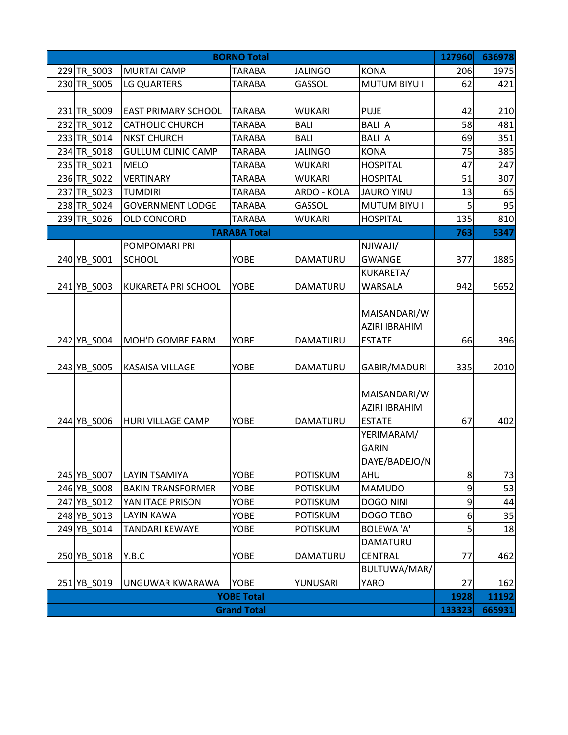| | | | | | | | |
|---|---|---|---|---|---|---|---|
| **BORNO Total** | | | | | | **127960** | **636978** |
| 229 | TR_S003 | MURTAI CAMP | TARABA | JALINGO | KONA | 206 | 1975 |
| 230 | TR_S005 | LG QUARTERS | TARABA | GASSOL | MUTUM BIYU I | 62 | 421 |
| 231 | TR_S009 | EAST PRIMARY SCHOOL | TARABA | WUKARI | PUJE | 42 | 210 |
| 232 | TR_S012 | CATHOLIC CHURCH | TARABA | BALI | BALI A | 58 | 481 |
| 233 | TR_S014 | NKST CHURCH | TARABA | BALI | BALI A | 69 | 351 |
| 234 | TR_S018 | GULLUM CLINIC CAMP | TARABA | JALINGO | KONA | 75 | 385 |
| 235 | TR_S021 | MELO | TARABA | WUKARI | HOSPITAL | 47 | 247 |
| 236 | TR_S022 | VERTINARY | TARABA | WUKARI | HOSPITAL | 51 | 307 |
| 237 | TR_S023 | TUMDIRI | TARABA | ARDO - KOLA | JAURO YINU | 13 | 65 |
| 238 | TR_S024 | GOVERNMENT LODGE | TARABA | GASSOL | MUTUM BIYU I | 5 | 95 |
| 239 | TR_S026 | OLD CONCORD | TARABA | WUKARI | HOSPITAL | 135 | 810 |
| **TARABA Total** | | | | | | **763** | **5347** |
| 240 | YB_S001 | POMPOMARI PRI SCHOOL | YOBE | DAMATURU | NJIWAJI/ GWANGE | 377 | 1885 |
| 241 | YB_S003 | KUKARETA PRI SCHOOL | YOBE | DAMATURU | KUKARETA/ WARSALA | 942 | 5652 |
| 242 | YB_S004 | MOH'D GOMBE FARM | YOBE | DAMATURU | MAISANDARI/WAZIRI IBRAHIM ESTATE | 66 | 396 |
| 243 | YB_S005 | KASAISA VILLAGE | YOBE | DAMATURU | GABIR/MADURI | 335 | 2010 |
| 244 | YB_S006 | HURI VILLAGE CAMP | YOBE | DAMATURU | MAISANDARI/WAZIRI IBRAHIM ESTATE | 67 | 402 |
| 245 | YB_S007 | LAYIN TSAMIYA | YOBE | POTISKUM | YERIMARAM/ GARIN DAYE/BADEJO/NAHU | 8 | 73 |
| 246 | YB_S008 | BAKIN TRANSFORMER | YOBE | POTISKUM | MAMUDO | 9 | 53 |
| 247 | YB_S012 | YAN ITACE PRISON | YOBE | POTISKUM | DOGO NINI | 9 | 44 |
| 248 | YB_S013 | LAYIN KAWA | YOBE | POTISKUM | DOGO TEBO | 6 | 35 |
| 249 | YB_S014 | TANDARI KEWAYE | YOBE | POTISKUM | BOLEWA 'A' | 5 | 18 |
| 250 | YB_S018 | Y.B.C | YOBE | DAMATURU | DAMATURU CENTRAL | 77 | 462 |
| 251 | YB_S019 | UNGUWAR KWARAWA | YOBE | YUNUSARI | BULTUWA/MAR/ YARO | 27 | 162 |
| **YOBE Total** | | | | | | **1928** | **11192** |
| **Grand Total** | | | | | | **133323** | **665931** |